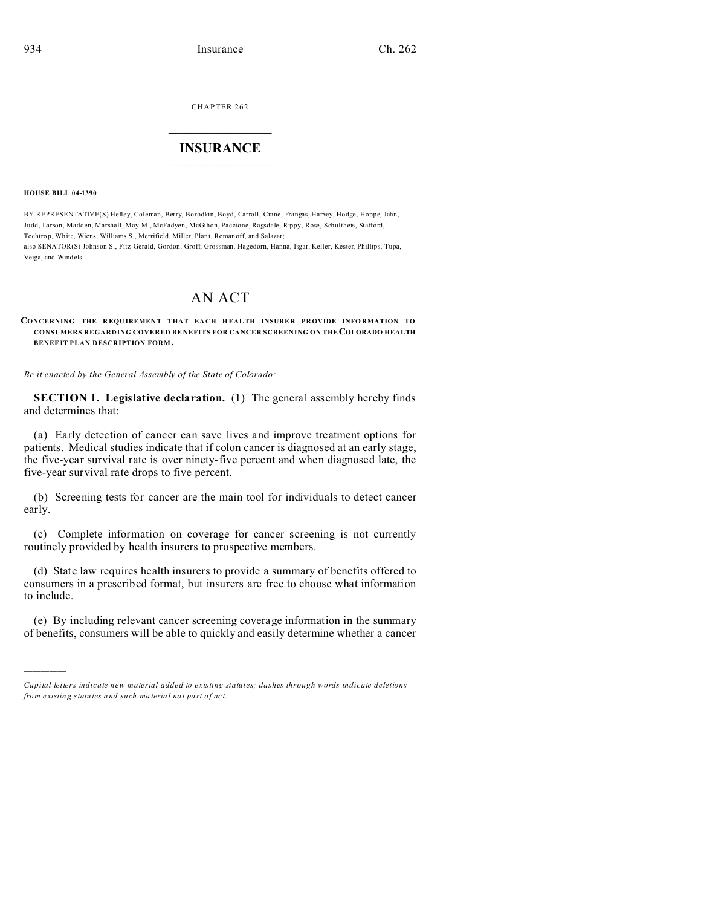CHAPTER 262

# INSURANCE

**HOUSE BILL 04-1390**

BY REPRESENTATIVE(S) Hefley, Coleman, Berry, Borodkin, Boyd, Carroll, Crane, Frangas, Harvey, Hodge, Hoppe, Jahn, Judd, Larson, Madden, Marshall, May M., McFadyen, McGihon, Paccione, Ragsdale, Rippy, Rose, Schultheis, Stafford, Tochtrop, White, Wiens, Williams S., Merrifield, Miller, Plant, Romanoff, and Salazar;
also SENATOR(S) Johnson S., Fitz-Gerald, Gordon, Groff, Grossman, Hagedorn, Hanna, Isgar, Keller, Kester, Phillips, Tupa, Veiga, and Windels.

# AN ACT

**CONCERNING THE REQUIREMENT THAT EACH HEALTH INSURER PROVIDE INFORMATION TO CONSUMERS REGARDING COVERED BENEFITS FOR CANCER SCREENING ON THE COLORADO HEALTH BENEFIT PLAN DESCRIPTION FORM.**

*Be it enacted by the General Assembly of the State of Colorado:*

**SECTION 1. Legislative declaration.** (1) The general assembly hereby finds and determines that:

(a) Early detection of cancer can save lives and improve treatment options for patients. Medical studies indicate that if colon cancer is diagnosed at an early stage, the five-year survival rate is over ninety-five percent and when diagnosed late, the five-year survival rate drops to five percent.

(b) Screening tests for cancer are the main tool for individuals to detect cancer early.

(c) Complete information on coverage for cancer screening is not currently routinely provided by health insurers to prospective members.

(d) State law requires health insurers to provide a summary of benefits offered to consumers in a prescribed format, but insurers are free to choose what information to include.

(e) By including relevant cancer screening coverage information in the summary of benefits, consumers will be able to quickly and easily determine whether a cancer

---

*Capital letters indicate new material added to existing statutes; dashes through words indicate deletions from existing statutes and such material not part of act.*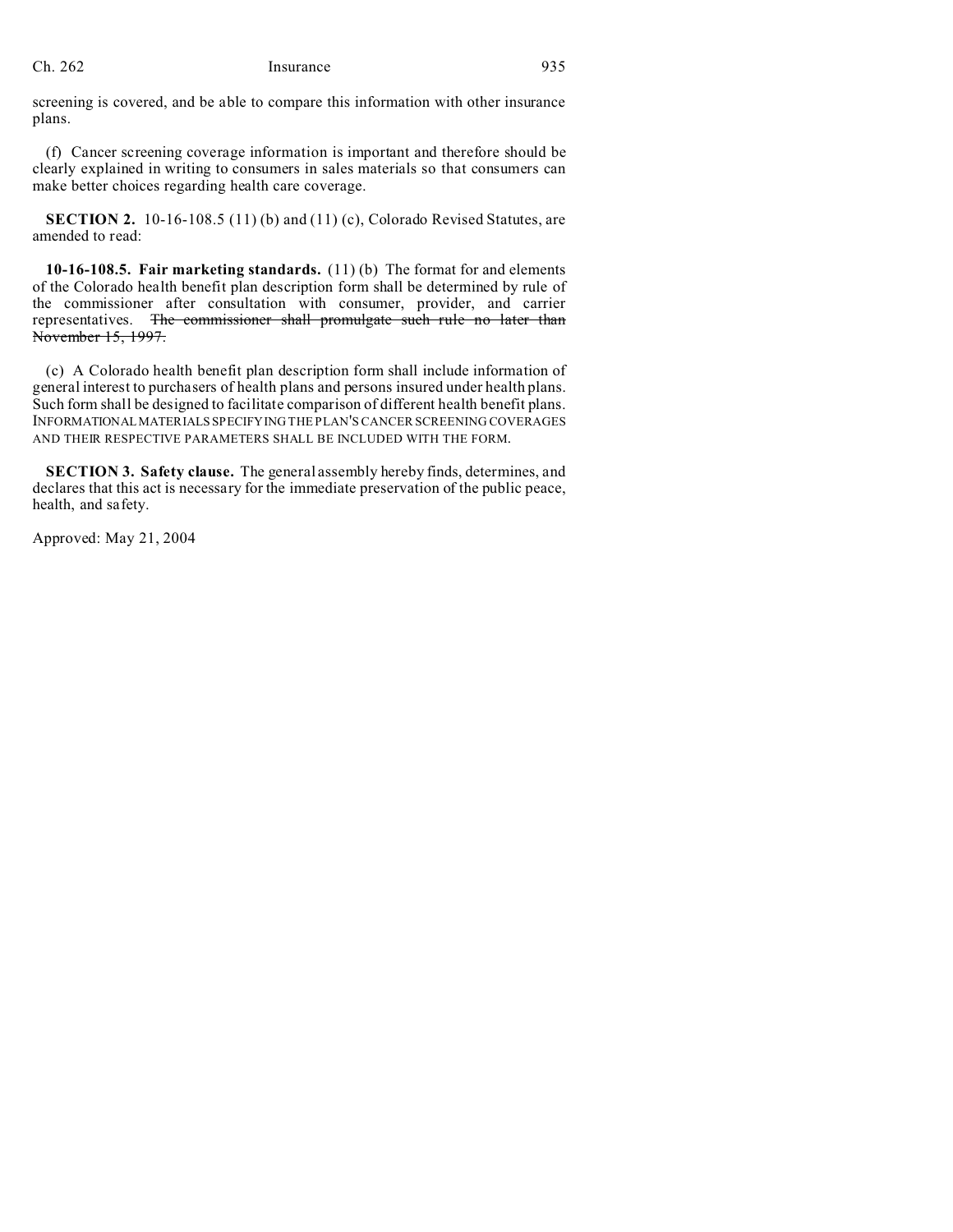screening is covered, and be able to compare this information with other insurance plans.

(f) Cancer screening coverage information is important and therefore should be clearly explained in writing to consumers in sales materials so that consumers can make better choices regarding health care coverage.

**SECTION 2.** 10-16-108.5 (11) (b) and (11) (c), Colorado Revised Statutes, are amended to read:

**10-16-108.5. Fair marketing standards.** (11) (b) The format for and elements of the Colorado health benefit plan description form shall be determined by rule of the commissioner after consultation with consumer, provider, and carrier representatives. ~~The commissioner shall promulgate such rule no later than November 15, 1997.~~

(c) A Colorado health benefit plan description form shall include information of general interest to purchasers of health plans and persons insured under health plans. Such form shall be designed to facilitate comparison of different health benefit plans. INFORMATIONAL MATERIALS SPECIFYING THE PLAN'S CANCER SCREENING COVERAGES AND THEIR RESPECTIVE PARAMETERS SHALL BE INCLUDED WITH THE FORM.

**SECTION 3. Safety clause.** The general assembly hereby finds, determines, and declares that this act is necessary for the immediate preservation of the public peace, health, and safety.

Approved: May 21, 2004